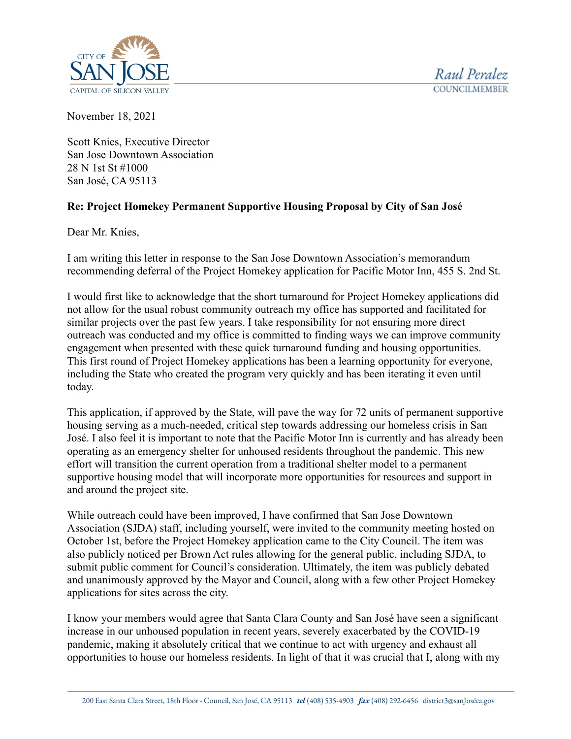CITY OF SAN JOSE
CAPITAL OF SILICON VALLEY

Raul Peralez
COUNCILMEMBER

November 18, 2021

Scott Knies, Executive Director
San Jose Downtown Association
28 N 1st St #1000
San José, CA 95113

**Re: Project Homekey Permanent Supportive Housing Proposal by City of San José**

Dear Mr. Knies,

I am writing this letter in response to the San Jose Downtown Association's memorandum recommending deferral of the Project Homekey application for Pacific Motor Inn, 455 S. 2nd St.

I would first like to acknowledge that the short turnaround for Project Homekey applications did not allow for the usual robust community outreach my office has supported and facilitated for similar projects over the past few years. I take responsibility for not ensuring more direct outreach was conducted and my office is committed to finding ways we can improve community engagement when presented with these quick turnaround funding and housing opportunities. This first round of Project Homekey applications has been a learning opportunity for everyone, including the State who created the program very quickly and has been iterating it even until today.

This application, if approved by the State, will pave the way for 72 units of permanent supportive housing serving as a much-needed, critical step towards addressing our homeless crisis in San José. I also feel it is important to note that the Pacific Motor Inn is currently and has already been operating as an emergency shelter for unhoused residents throughout the pandemic. This new effort will transition the current operation from a traditional shelter model to a permanent supportive housing model that will incorporate more opportunities for resources and support in and around the project site.

While outreach could have been improved, I have confirmed that San Jose Downtown Association (SJDA) staff, including yourself, were invited to the community meeting hosted on October 1st, before the Project Homekey application came to the City Council. The item was also publicly noticed per Brown Act rules allowing for the general public, including SJDA, to submit public comment for Council's consideration. Ultimately, the item was publicly debated and unanimously approved by the Mayor and Council, along with a few other Project Homekey applications for sites across the city.

I know your members would agree that Santa Clara County and San José have seen a significant increase in our unhoused population in recent years, severely exacerbated by the COVID-19 pandemic, making it absolutely critical that we continue to act with urgency and exhaust all opportunities to house our homeless residents. In light of that it was crucial that I, along with my

200 East Santa Clara Street, 18th Floor - Council, San José, CA 95113 *tel* (408) 535-4903 *fax* (408) 292-6456 district3@sanJoséca.gov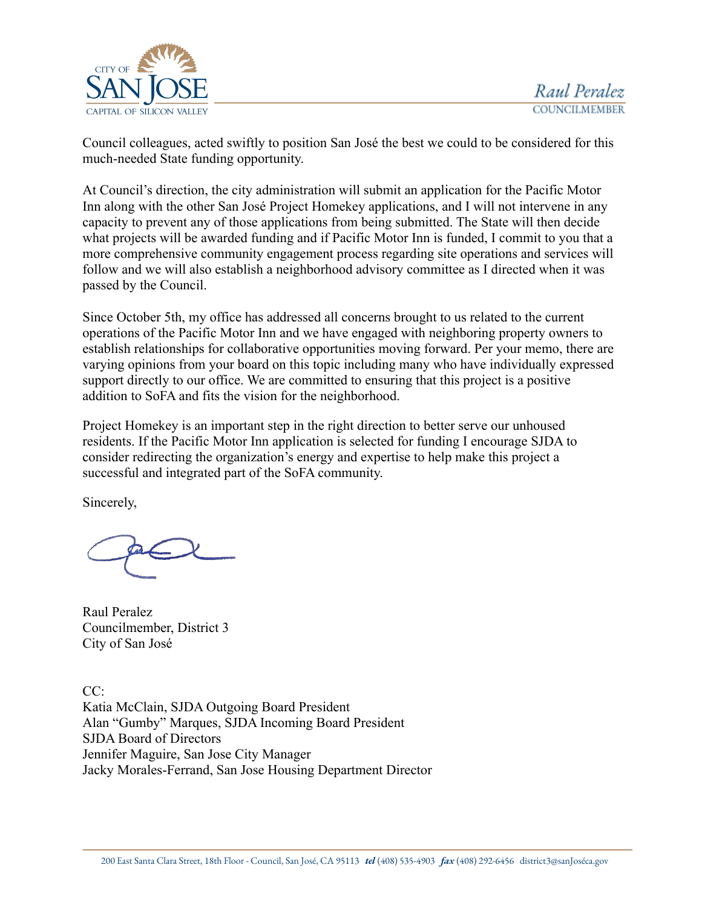Council colleagues, acted swiftly to position San José the best we could to be considered for this much-needed State funding opportunity.

At Council's direction, the city administration will submit an application for the Pacific Motor Inn along with the other San José Project Homekey applications, and I will not intervene in any capacity to prevent any of those applications from being submitted. The State will then decide what projects will be awarded funding and if Pacific Motor Inn is funded, I commit to you that a more comprehensive community engagement process regarding site operations and services will follow and we will also establish a neighborhood advisory committee as I directed when it was passed by the Council.

Since October 5th, my office has addressed all concerns brought to us related to the current operations of the Pacific Motor Inn and we have engaged with neighboring property owners to establish relationships for collaborative opportunities moving forward. Per your memo, there are varying opinions from your board on this topic including many who have individually expressed support directly to our office. We are committed to ensuring that this project is a positive addition to SoFA and fits the vision for the neighborhood.

Project Homekey is an important step in the right direction to better serve our unhoused residents. If the Pacific Motor Inn application is selected for funding I encourage SJDA to consider redirecting the organization's energy and expertise to help make this project a successful and integrated part of the SoFA community.

Sincerely,

Raul Peralez
Councilmember, District 3
City of San José

CC:
Katia McClain, SJDA Outgoing Board President
Alan "Gumby" Marques, SJDA Incoming Board President
SJDA Board of Directors
Jennifer Maguire, San Jose City Manager
Jacky Morales-Ferrand, San Jose Housing Department Director